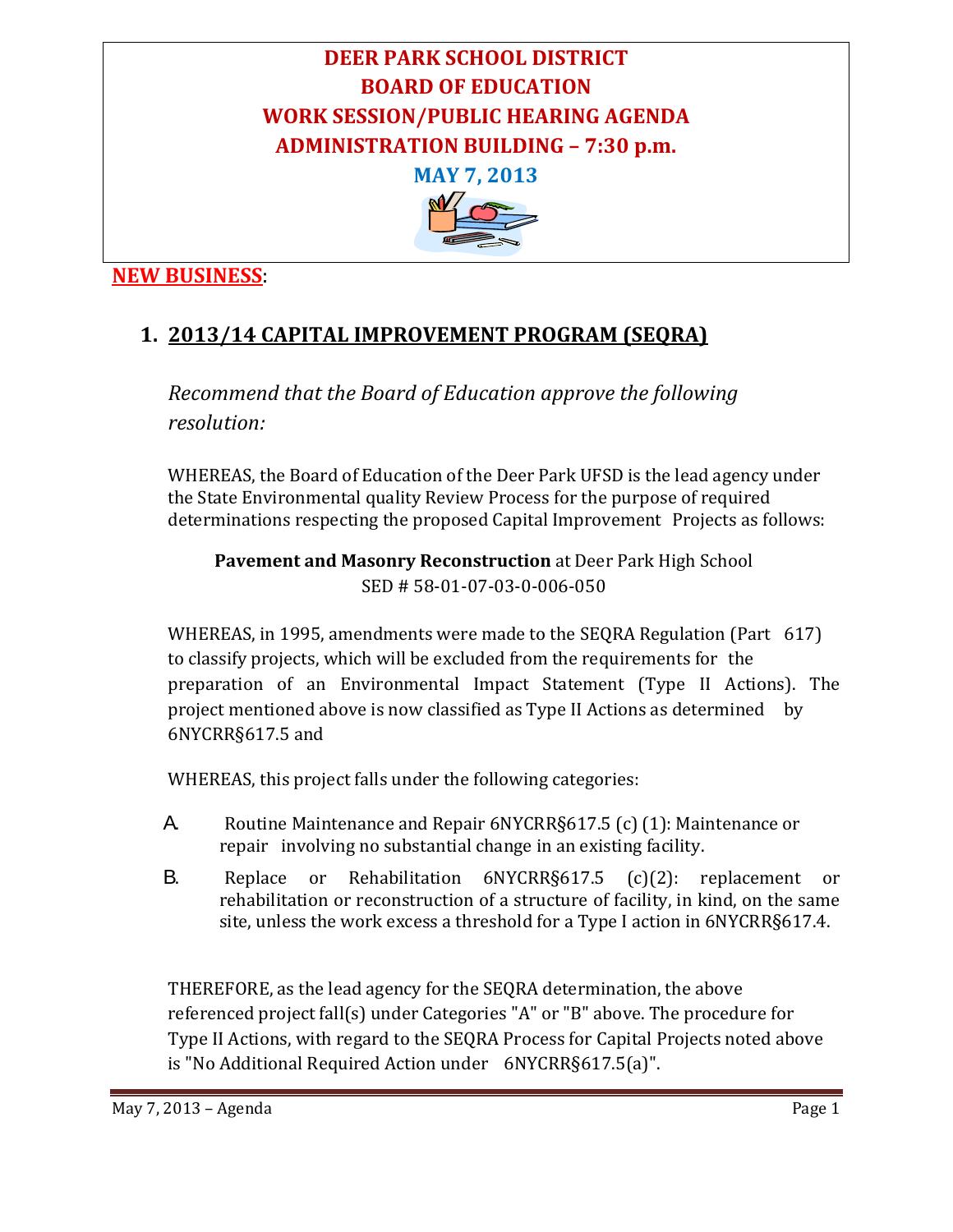# DEER PARK SCHOOL DISTRICT
# BOARD OF EDUCATION
# WORK SESSION/PUBLIC HEARING AGENDA
# ADMINISTRATION BUILDING – 7:30 p.m.

## MAY 7, 2013

**NEW BUSINESS**:

## 1. 2013/14 CAPITAL IMPROVEMENT PROGRAM (SEQRA)

*Recommend that the Board of Education approve the following resolution:*

WHEREAS, the Board of Education of the Deer Park UFSD is the lead agency under the State Environmental quality Review Process for the purpose of required determinations respecting the proposed Capital Improvement Projects as follows:

**Pavement and Masonry Reconstruction** at Deer Park High School
SED # 58-01-07-03-0-006-050

WHEREAS, in 1995, amendments were made to the SEQRA Regulation (Part 617) to classify projects, which will be excluded from the requirements for the preparation of an Environmental Impact Statement (Type II Actions). The project mentioned above is now classified as Type II Actions as determined by 6NYCRR§617.5 and

WHEREAS, this project falls under the following categories:

A. Routine Maintenance and Repair 6NYCRR§617.5 (c) (1): Maintenance or repair involving no substantial change in an existing facility.

B. Replace or Rehabilitation 6NYCRR§617.5 (c)(2): replacement or rehabilitation or reconstruction of a structure of facility, in kind, on the same site, unless the work excess a threshold for a Type I action in 6NYCRR§617.4.

THEREFORE, as the lead agency for the SEQRA determination, the above referenced project fall(s) under Categories "A" or "B" above. The procedure for Type II Actions, with regard to the SEQRA Process for Capital Projects noted above is "No Additional Required Action under 6NYCRR§617.5(a)".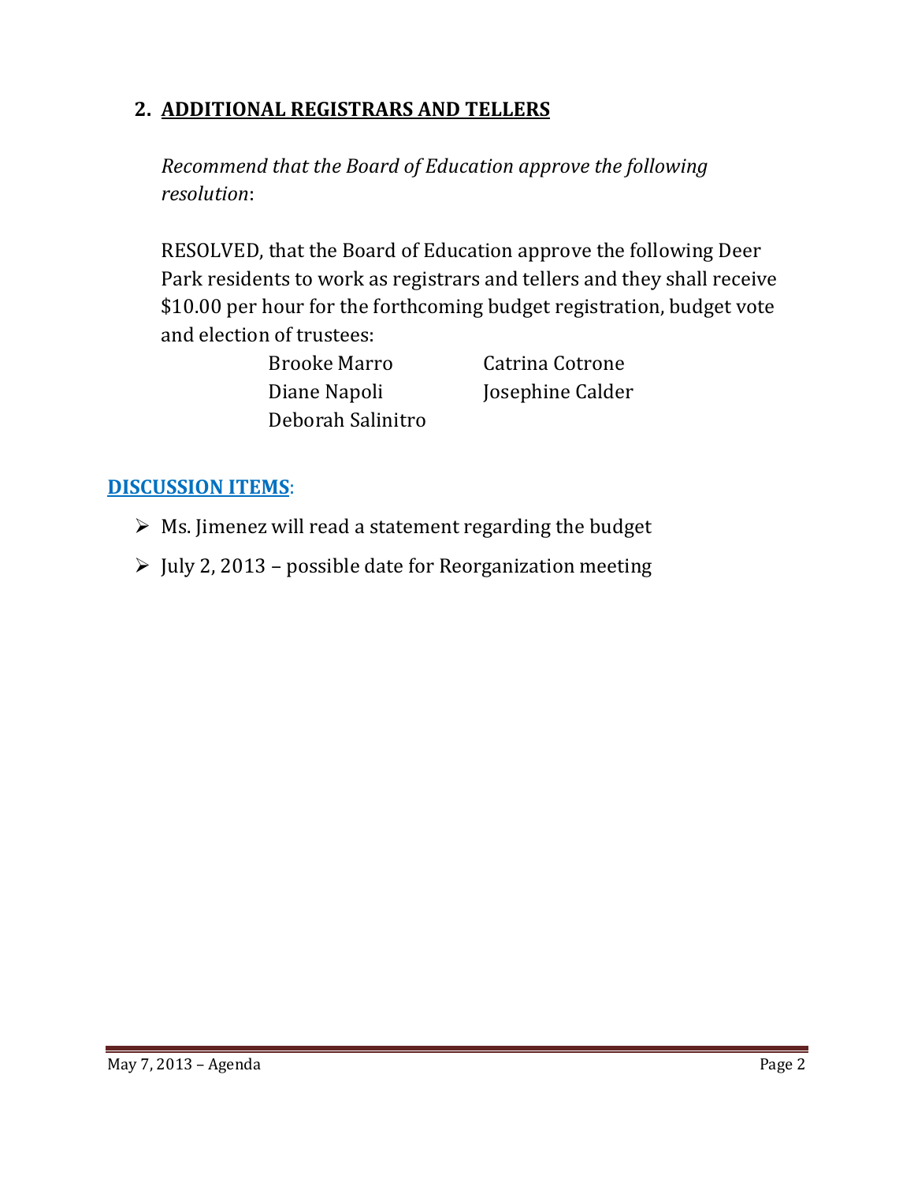## 2. ADDITIONAL REGISTRARS AND TELLERS

*Recommend that the Board of Education approve the following resolution*:

RESOLVED, that the Board of Education approve the following Deer Park residents to work as registrars and tellers and they shall receive $10.00 per hour for the forthcoming budget registration, budget vote and election of trustees:

| | |
|---|---|
| Brooke Marro | Catrina Cotrone |
| Diane Napoli | Josephine Calder |
| Deborah Salinitro | |

## DISCUSSION ITEMS:

- Ms. Jimenez will read a statement regarding the budget
- July 2, 2013 – possible date for Reorganization meeting